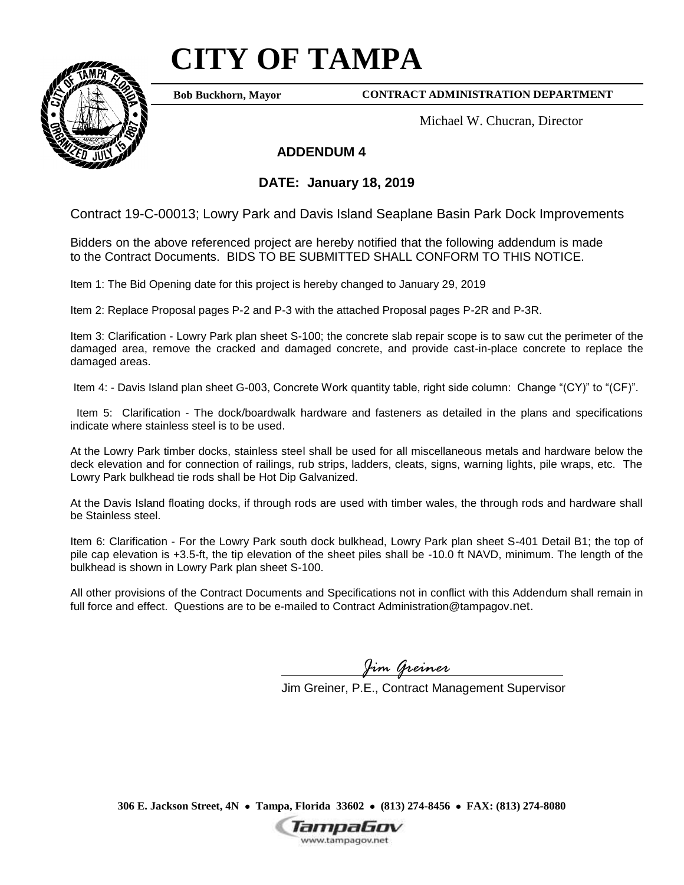# CITY OF TAMPA

**Bob Buckhorn, Mayor** **CONTRACT ADMINISTRATION DEPARTMENT**

Michael W. Chucran, Director

## ADDENDUM 4

## DATE: January 18, 2019

Contract 19-C-00013; Lowry Park and Davis Island Seaplane Basin Park Dock Improvements

Bidders on the above referenced project are hereby notified that the following addendum is made to the Contract Documents. BIDS TO BE SUBMITTED SHALL CONFORM TO THIS NOTICE.

Item 1: The Bid Opening date for this project is hereby changed to January 29, 2019

Item 2: Replace Proposal pages P-2 and P-3 with the attached Proposal pages P-2R and P-3R.

Item 3: Clarification - Lowry Park plan sheet S-100; the concrete slab repair scope is to saw cut the perimeter of the damaged area, remove the cracked and damaged concrete, and provide cast-in-place concrete to replace the damaged areas.

Item 4: - Davis Island plan sheet G-003, Concrete Work quantity table, right side column: Change "(CY)" to "(CF)".

Item 5: Clarification - The dock/boardwalk hardware and fasteners as detailed in the plans and specifications indicate where stainless steel is to be used.

At the Lowry Park timber docks, stainless steel shall be used for all miscellaneous metals and hardware below the deck elevation and for connection of railings, rub strips, ladders, cleats, signs, warning lights, pile wraps, etc. The Lowry Park bulkhead tie rods shall be Hot Dip Galvanized.

At the Davis Island floating docks, if through rods are used with timber wales, the through rods and hardware shall be Stainless steel.

Item 6: Clarification - For the Lowry Park south dock bulkhead, Lowry Park plan sheet S-401 Detail B1; the top of pile cap elevation is +3.5-ft, the tip elevation of the sheet piles shall be -10.0 ft NAVD, minimum. The length of the bulkhead is shown in Lowry Park plan sheet S-100.

All other provisions of the Contract Documents and Specifications not in conflict with this Addendum shall remain in full force and effect. Questions are to be e-mailed to Contract Administration@tampagov.net.

*Jim Greiner*

Jim Greiner, P.E., Contract Management Supervisor

**306 E. Jackson Street, 4N • Tampa, Florida 33602 • (813) 274-8456 • FAX: (813) 274-8080**

TampaGov
www.tampagov.net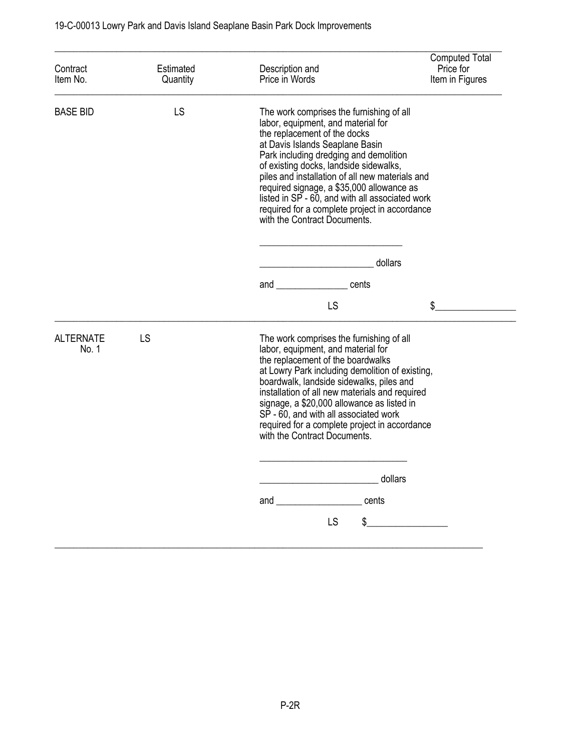| Contract Item No. | Estimated Quantity | Description and Price in Words | Computed Total Price for Item in Figures |
|---|---|---|---|
| BASE BID | LS | The work comprises the furnishing of all labor, equipment, and material for the replacement of the docks at Davis Islands Seaplane Basin Park including dredging and demolition of existing docks, landside sidewalks, piles and installation of all new materials and required signage, a $35,000 allowance as listed in SP - 60, and with all associated work required for a complete project in accordance with the Contract Documents.<br><br>______________________________<br><br>________________________ dollars<br><br>and _______________ cents<br><br>LS | $________________ |
| ALTERNATE No. 1 | LS | The work comprises the furnishing of all labor, equipment, and material for the replacement of the boardwalks at Lowry Park including demolition of existing, boardwalk, landside sidewalks, piles and installation of all new materials and required signage, a $20,000 allowance as listed in SP - 60, and with all associated work required for a complete project in accordance with the Contract Documents.<br><br>_______________________________<br><br>_________________________ dollars<br><br>and __________________ cents<br><br>LS $________________ | |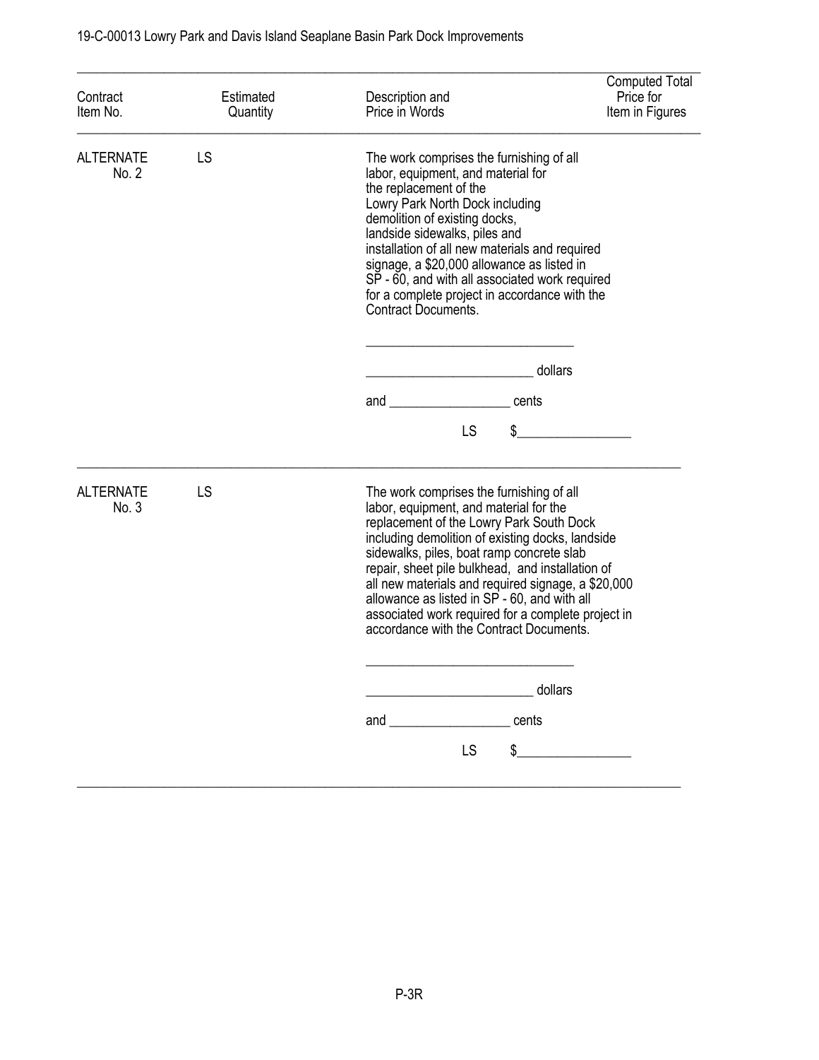| Contract Item No. | Estimated Quantity | Description and Price in Words | Computed Total Price for Item in Figures |
| --- | --- | --- | --- |
| ALTERNATE No. 2 | LS | The work comprises the furnishing of all labor, equipment, and material for the replacement of the Lowry Park North Dock including demolition of existing docks, landside sidewalks, piles and installation of all new materials and required signage, a $20,000 allowance as listed in SP - 60, and with all associated work required for a complete project in accordance with the Contract Documents. | |
| | | ______________________________ | |
| | | _________________________ dollars | |
| | | and __________________ cents | |
| | | LS | $________________ |
| ALTERNATE No. 3 | LS | The work comprises the furnishing of all labor, equipment, and material for the replacement of the Lowry Park South Dock including demolition of existing docks, landside sidewalks, piles, boat ramp concrete slab repair, sheet pile bulkhead, and installation of all new materials and required signage, a $20,000 allowance as listed in SP - 60, and with all associated work required for a complete project in accordance with the Contract Documents. | |
| | | ______________________________ | |
| | | _________________________ dollars | |
| | | and __________________ cents | |
| | | LS | $________________ |